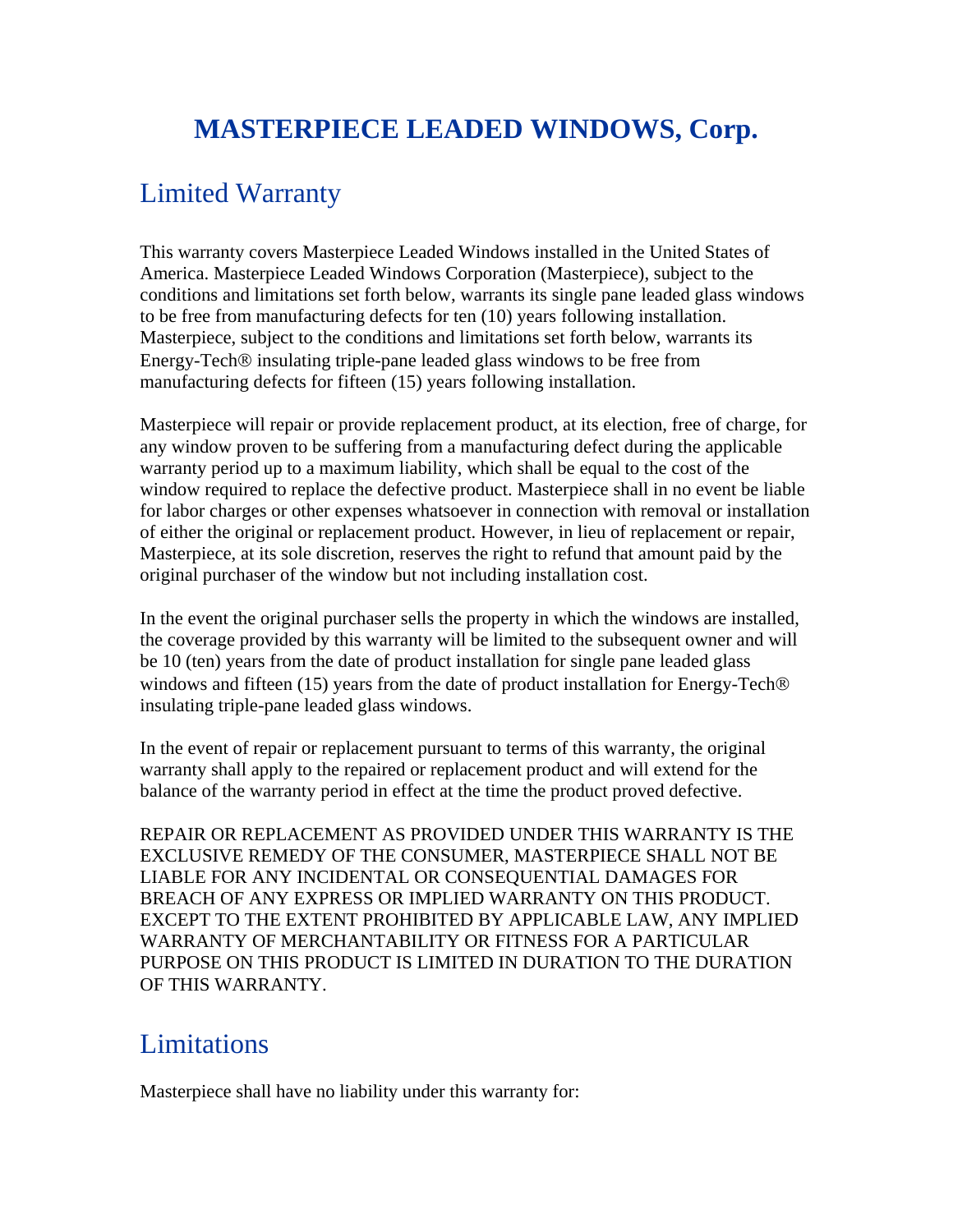# MASTERPIECE LEADED WINDOWS, Corp.

## Limited Warranty

This warranty covers Masterpiece Leaded Windows installed in the United States of America. Masterpiece Leaded Windows Corporation (Masterpiece), subject to the conditions and limitations set forth below, warrants its single pane leaded glass windows to be free from manufacturing defects for ten (10) years following installation. Masterpiece, subject to the conditions and limitations set forth below, warrants its Energy-Tech® insulating triple-pane leaded glass windows to be free from manufacturing defects for fifteen (15) years following installation.

Masterpiece will repair or provide replacement product, at its election, free of charge, for any window proven to be suffering from a manufacturing defect during the applicable warranty period up to a maximum liability, which shall be equal to the cost of the window required to replace the defective product. Masterpiece shall in no event be liable for labor charges or other expenses whatsoever in connection with removal or installation of either the original or replacement product. However, in lieu of replacement or repair, Masterpiece, at its sole discretion, reserves the right to refund that amount paid by the original purchaser of the window but not including installation cost.

In the event the original purchaser sells the property in which the windows are installed, the coverage provided by this warranty will be limited to the subsequent owner and will be 10 (ten) years from the date of product installation for single pane leaded glass windows and fifteen (15) years from the date of product installation for Energy-Tech® insulating triple-pane leaded glass windows.

In the event of repair or replacement pursuant to terms of this warranty, the original warranty shall apply to the repaired or replacement product and will extend for the balance of the warranty period in effect at the time the product proved defective.

REPAIR OR REPLACEMENT AS PROVIDED UNDER THIS WARRANTY IS THE EXCLUSIVE REMEDY OF THE CONSUMER, MASTERPIECE SHALL NOT BE LIABLE FOR ANY INCIDENTAL OR CONSEQUENTIAL DAMAGES FOR BREACH OF ANY EXPRESS OR IMPLIED WARRANTY ON THIS PRODUCT. EXCEPT TO THE EXTENT PROHIBITED BY APPLICABLE LAW, ANY IMPLIED WARRANTY OF MERCHANTABILITY OR FITNESS FOR A PARTICULAR PURPOSE ON THIS PRODUCT IS LIMITED IN DURATION TO THE DURATION OF THIS WARRANTY.

## Limitations

Masterpiece shall have no liability under this warranty for: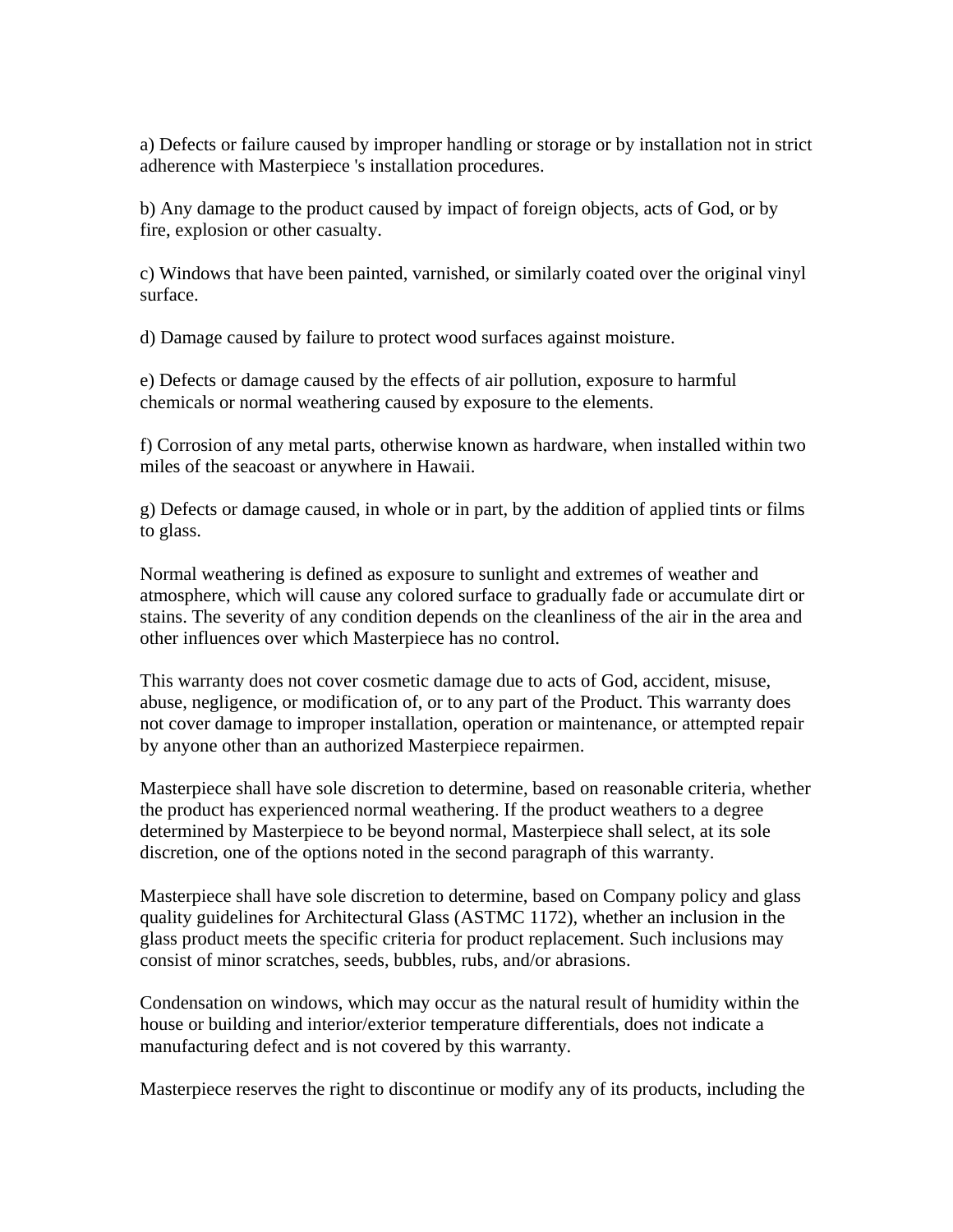a) Defects or failure caused by improper handling or storage or by installation not in strict adherence with Masterpiece 's installation procedures.

b) Any damage to the product caused by impact of foreign objects, acts of God, or by fire, explosion or other casualty.

c) Windows that have been painted, varnished, or similarly coated over the original vinyl surface.

d) Damage caused by failure to protect wood surfaces against moisture.

e) Defects or damage caused by the effects of air pollution, exposure to harmful chemicals or normal weathering caused by exposure to the elements.

f) Corrosion of any metal parts, otherwise known as hardware, when installed within two miles of the seacoast or anywhere in Hawaii.

g) Defects or damage caused, in whole or in part, by the addition of applied tints or films to glass.

Normal weathering is defined as exposure to sunlight and extremes of weather and atmosphere, which will cause any colored surface to gradually fade or accumulate dirt or stains. The severity of any condition depends on the cleanliness of the air in the area and other influences over which Masterpiece has no control.

This warranty does not cover cosmetic damage due to acts of God, accident, misuse, abuse, negligence, or modification of, or to any part of the Product. This warranty does not cover damage to improper installation, operation or maintenance, or attempted repair by anyone other than an authorized Masterpiece repairmen.

Masterpiece shall have sole discretion to determine, based on reasonable criteria, whether the product has experienced normal weathering. If the product weathers to a degree determined by Masterpiece to be beyond normal, Masterpiece shall select, at its sole discretion, one of the options noted in the second paragraph of this warranty.

Masterpiece shall have sole discretion to determine, based on Company policy and glass quality guidelines for Architectural Glass (ASTMC 1172), whether an inclusion in the glass product meets the specific criteria for product replacement. Such inclusions may consist of minor scratches, seeds, bubbles, rubs, and/or abrasions.

Condensation on windows, which may occur as the natural result of humidity within the house or building and interior/exterior temperature differentials, does not indicate a manufacturing defect and is not covered by this warranty.

Masterpiece reserves the right to discontinue or modify any of its products, including the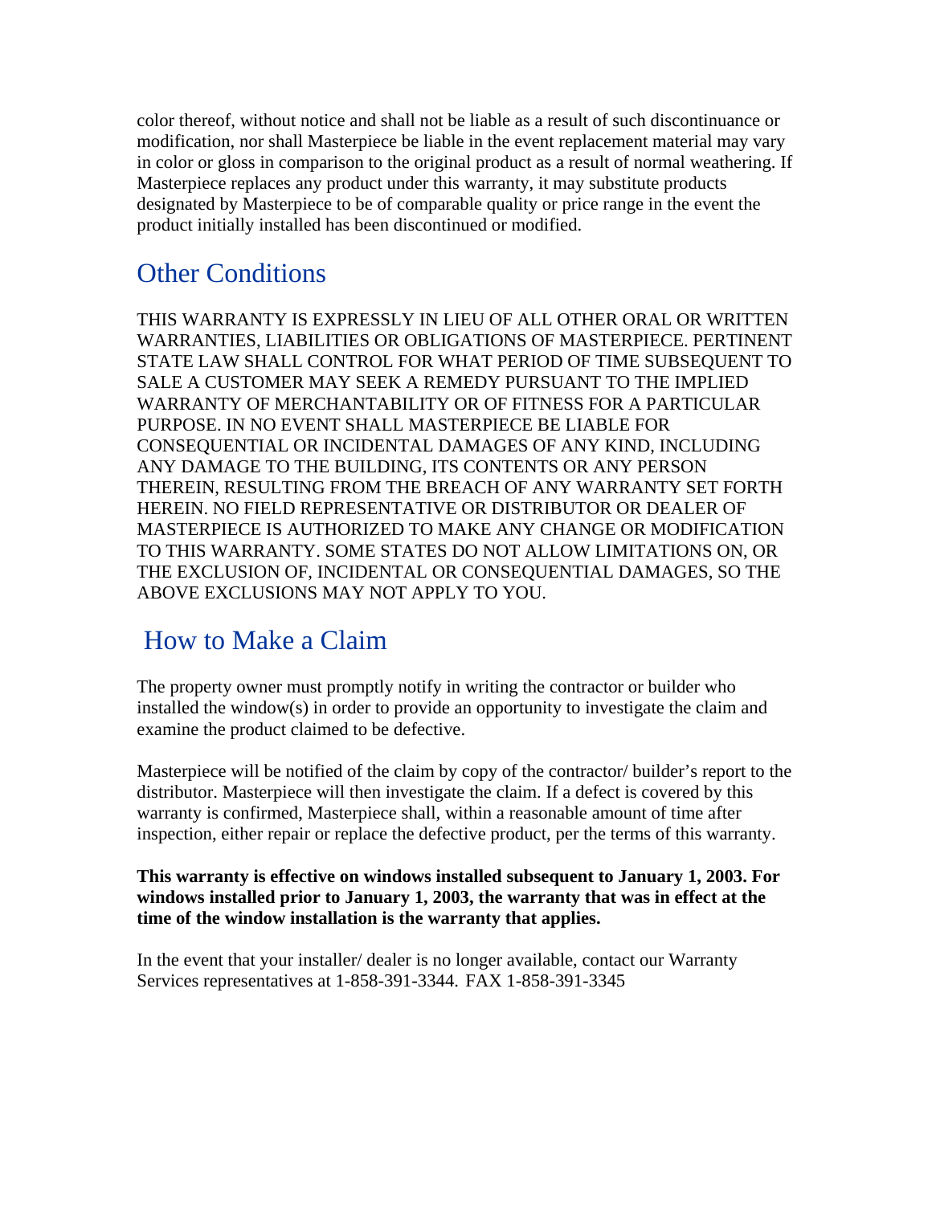color thereof, without notice and shall not be liable as a result of such discontinuance or modification, nor shall Masterpiece be liable in the event replacement material may vary in color or gloss in comparison to the original product as a result of normal weathering. If Masterpiece replaces any product under this warranty, it may substitute products designated by Masterpiece to be of comparable quality or price range in the event the product initially installed has been discontinued or modified.

## Other Conditions

THIS WARRANTY IS EXPRESSLY IN LIEU OF ALL OTHER ORAL OR WRITTEN WARRANTIES, LIABILITIES OR OBLIGATIONS OF MASTERPIECE. PERTINENT STATE LAW SHALL CONTROL FOR WHAT PERIOD OF TIME SUBSEQUENT TO SALE A CUSTOMER MAY SEEK A REMEDY PURSUANT TO THE IMPLIED WARRANTY OF MERCHANTABILITY OR OF FITNESS FOR A PARTICULAR PURPOSE. IN NO EVENT SHALL MASTERPIECE BE LIABLE FOR CONSEQUENTIAL OR INCIDENTAL DAMAGES OF ANY KIND, INCLUDING ANY DAMAGE TO THE BUILDING, ITS CONTENTS OR ANY PERSON THEREIN, RESULTING FROM THE BREACH OF ANY WARRANTY SET FORTH HEREIN. NO FIELD REPRESENTATIVE OR DISTRIBUTOR OR DEALER OF MASTERPIECE IS AUTHORIZED TO MAKE ANY CHANGE OR MODIFICATION TO THIS WARRANTY. SOME STATES DO NOT ALLOW LIMITATIONS ON, OR THE EXCLUSION OF, INCIDENTAL OR CONSEQUENTIAL DAMAGES, SO THE ABOVE EXCLUSIONS MAY NOT APPLY TO YOU.

## How to Make a Claim

The property owner must promptly notify in writing the contractor or builder who installed the window(s) in order to provide an opportunity to investigate the claim and examine the product claimed to be defective.

Masterpiece will be notified of the claim by copy of the contractor/ builder's report to the distributor. Masterpiece will then investigate the claim. If a defect is covered by this warranty is confirmed, Masterpiece shall, within a reasonable amount of time after inspection, either repair or replace the defective product, per the terms of this warranty.

**This warranty is effective on windows installed subsequent to January 1, 2003. For windows installed prior to January 1, 2003, the warranty that was in effect at the time of the window installation is the warranty that applies.**

In the event that your installer/ dealer is no longer available, contact our Warranty Services representatives at 1-858-391-3344. FAX 1-858-391-3345